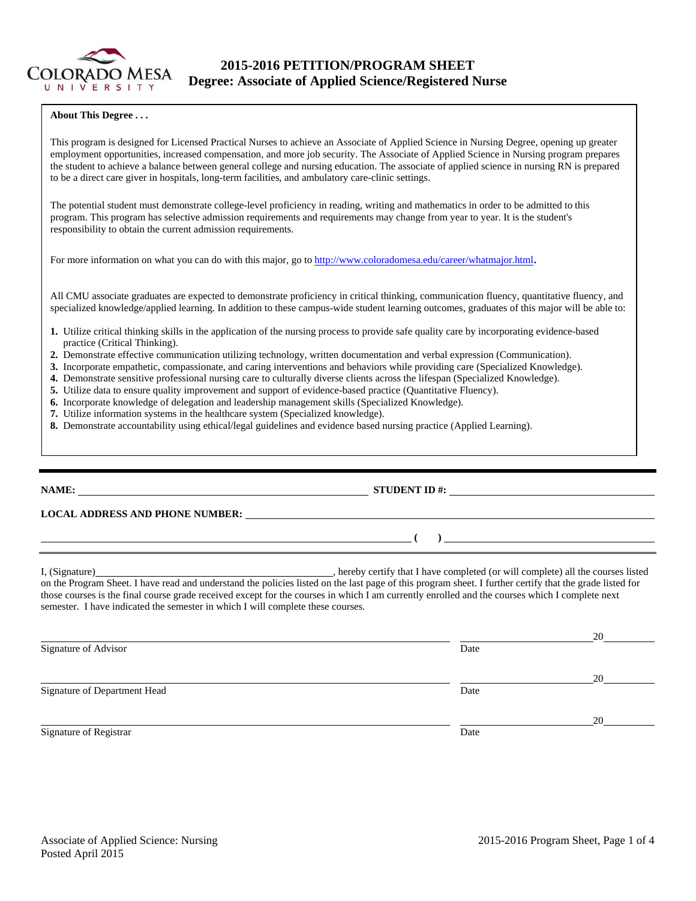# 2015-2016 PETITION/PROGRAM SHEET
## Degree: Associate of Applied Science/Registered Nurse

**About This Degree . . .**

This program is designed for Licensed Practical Nurses to achieve an Associate of Applied Science in Nursing Degree, opening up greater employment opportunities, increased compensation, and more job security. The Associate of Applied Science in Nursing program prepares the student to achieve a balance between general college and nursing education. The associate of applied science in nursing RN is prepared to be a direct care giver in hospitals, long-term facilities, and ambulatory care-clinic settings.

The potential student must demonstrate college-level proficiency in reading, writing and mathematics in order to be admitted to this program. This program has selective admission requirements and requirements may change from year to year. It is the student's responsibility to obtain the current admission requirements.

For more information on what you can do with this major, go to http://www.coloradomesa.edu/career/whatmajor.html.

All CMU associate graduates are expected to demonstrate proficiency in critical thinking, communication fluency, quantitative fluency, and specialized knowledge/applied learning. In addition to these campus-wide student learning outcomes, graduates of this major will be able to:

1. Utilize critical thinking skills in the application of the nursing process to provide safe quality care by incorporating evidence-based practice (Critical Thinking).
2. Demonstrate effective communication utilizing technology, written documentation and verbal expression (Communication).
3. Incorporate empathetic, compassionate, and caring interventions and behaviors while providing care (Specialized Knowledge).
4. Demonstrate sensitive professional nursing care to culturally diverse clients across the lifespan (Specialized Knowledge).
5. Utilize data to ensure quality improvement and support of evidence-based practice (Quantitative Fluency).
6. Incorporate knowledge of delegation and leadership management skills (Specialized Knowledge).
7. Utilize information systems in the healthcare system (Specialized knowledge).
8. Demonstrate accountability using ethical/legal guidelines and evidence based nursing practice (Applied Learning).

---

**NAME:** ______________________________ **STUDENT ID #:** ______________________________

**LOCAL ADDRESS AND PHONE NUMBER:** ______________________________

______________________________ **( )** ______________________________

I, (Signature)______________________________, hereby certify that I have completed (or will complete) all the courses listed on the Program Sheet. I have read and understand the policies listed on the last page of this program sheet. I further certify that the grade listed for those courses is the final course grade received except for the courses in which I am currently enrolled and the courses which I complete next semester. I have indicated the semester in which I will complete these courses.

______________________________ ______________20______
Signature of Advisor Date

______________________________ ______________20______
Signature of Department Head Date

______________________________ ______________20______
Signature of Registrar Date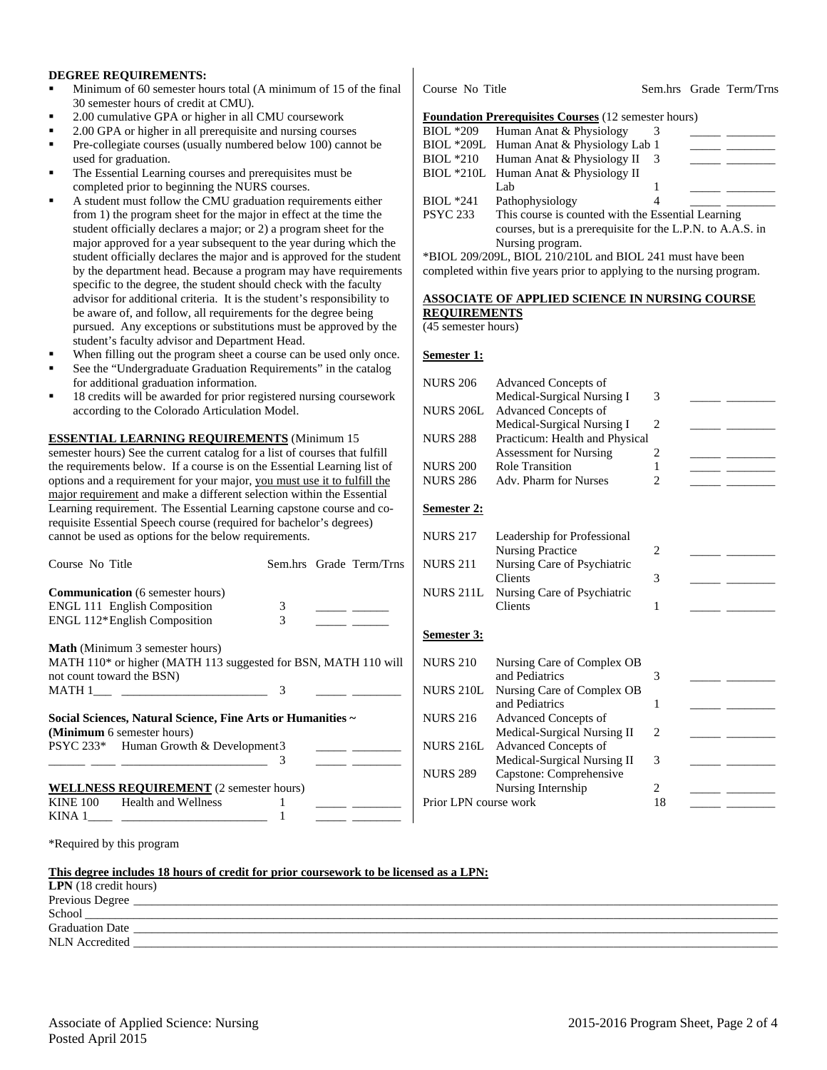## DEGREE REQUIREMENTS:

- Minimum of 60 semester hours total (A minimum of 15 of the final 30 semester hours of credit at CMU).
- 2.00 cumulative GPA or higher in all CMU coursework
- 2.00 GPA or higher in all prerequisite and nursing courses
- Pre-collegiate courses (usually numbered below 100) cannot be used for graduation.
- The Essential Learning courses and prerequisites must be completed prior to beginning the NURS courses.
- A student must follow the CMU graduation requirements either from 1) the program sheet for the major in effect at the time the student officially declares a major; or 2) a program sheet for the major approved for a year subsequent to the year during which the student officially declares the major and is approved for the student by the department head. Because a program may have requirements specific to the degree, the student should check with the faculty advisor for additional criteria. It is the student's responsibility to be aware of, and follow, all requirements for the degree being pursued. Any exceptions or substitutions must be approved by the student's faculty advisor and Department Head.
- When filling out the program sheet a course can be used only once.
- See the "Undergraduate Graduation Requirements" in the catalog for additional graduation information.
- 18 credits will be awarded for prior registered nursing coursework according to the Colorado Articulation Model.

**ESSENTIAL LEARNING REQUIREMENTS** (Minimum 15 semester hours) See the current catalog for a list of courses that fulfill the requirements below. If a course is on the Essential Learning list of options and a requirement for your major, you must use it to fulfill the major requirement and make a different selection within the Essential Learning requirement. The Essential Learning capstone course and co-requisite Essential Speech course (required for bachelor's degrees) cannot be used as options for the below requirements.

| Course No | Title | Sem.hrs | Grade | Term/Trns |
|---|---|---|---|---|
| **Communication** (6 semester hours) | | | | |
| ENGL 111 | English Composition | 3 | _____ | ______ |
| ENGL 112* | English Composition | 3 | _____ | ______ |
| **Math** (Minimum 3 semester hours) MATH 110* or higher (MATH 113 suggested for BSN, MATH 110 will not count toward the BSN) | | | | |
| MATH 1___ | ________________________ | 3 | _____ | ________ |
| **Social Sciences, Natural Science, Fine Arts or Humanities ~ (Minimum** 6 semester hours) | | | | |
| PSYC 233* | Human Growth & Development | 3 | _____ | ________ |
| ______ ____ | ________________________ | 3 | _____ | ________ |
| **WELLNESS REQUIREMENT** (2 semester hours) | | | | |
| KINE 100 | Health and Wellness | 1 | _____ | ________ |
| KINA 1____ | ________________________ | 1 | _____ | ________ |

| Course No | Title | Sem.hrs | Grade | Term/Trns |
|---|---|---|---|---|
| **Foundation Prerequisites Courses** (12 semester hours) | | | | |
| BIOL *209 | Human Anat & Physiology | 3 | _____ | ________ |
| BIOL *209L | Human Anat & Physiology Lab | 1 | _____ | ________ |
| BIOL *210 | Human Anat & Physiology II | 3 | _____ | ________ |
| BIOL *210L | Human Anat & Physiology II Lab | 1 | _____ | ________ |
| BIOL *241 | Pathophysiology | 4 | _____ | ________ |
| PSYC 233 | This course is counted with the Essential Learning courses, but is a prerequisite for the L.P.N. to A.A.S. in Nursing program. | | | |

*BIOL 209/209L, BIOL 210/210L and BIOL 241 must have been completed within five years prior to applying to the nursing program.

**ASSOCIATE OF APPLIED SCIENCE IN NURSING COURSE REQUIREMENTS**
(45 semester hours)

| Course No | Title | Sem.hrs | Grade | Term/Trns |
|---|---|---|---|---|
| **Semester 1:** | | | | |
| NURS 206 | Advanced Concepts of Medical-Surgical Nursing I | 3 | _____ | ________ |
| NURS 206L | Advanced Concepts of Medical-Surgical Nursing I | 2 | _____ | ________ |
| NURS 288 | Practicum: Health and Physical Assessment for Nursing | 2 | _____ | ________ |
| NURS 200 | Role Transition | 1 | _____ | ________ |
| NURS 286 | Adv. Pharm for Nurses | 2 | _____ | ________ |
| **Semester 2:** | | | | |
| NURS 217 | Leadership for Professional Nursing Practice | 2 | _____ | ________ |
| NURS 211 | Nursing Care of Psychiatric Clients | 3 | _____ | ________ |
| NURS 211L | Nursing Care of Psychiatric Clients | 1 | _____ | ________ |
| **Semester 3:** | | | | |
| NURS 210 | Nursing Care of Complex OB and Pediatrics | 3 | _____ | ________ |
| NURS 210L | Nursing Care of Complex OB and Pediatrics | 1 | _____ | ________ |
| NURS 216 | Advanced Concepts of Medical-Surgical Nursing II | 2 | _____ | ________ |
| NURS 216L | Advanced Concepts of Medical-Surgical Nursing II | 3 | _____ | ________ |
| NURS 289 | Capstone: Comprehensive Nursing Internship | 2 | _____ | ________ |
| Prior LPN course work | | 18 | _____ | ________ |

*Required by this program

**This degree includes 18 hours of credit for prior coursework to be licensed as a LPN:**

**LPN** (18 credit hours)
Previous Degree ____________________________________________
School ____________________________________________
Graduation Date ____________________________________________
NLN Accredited ____________________________________________

Associate of Applied Science: Nursing
Posted April 2015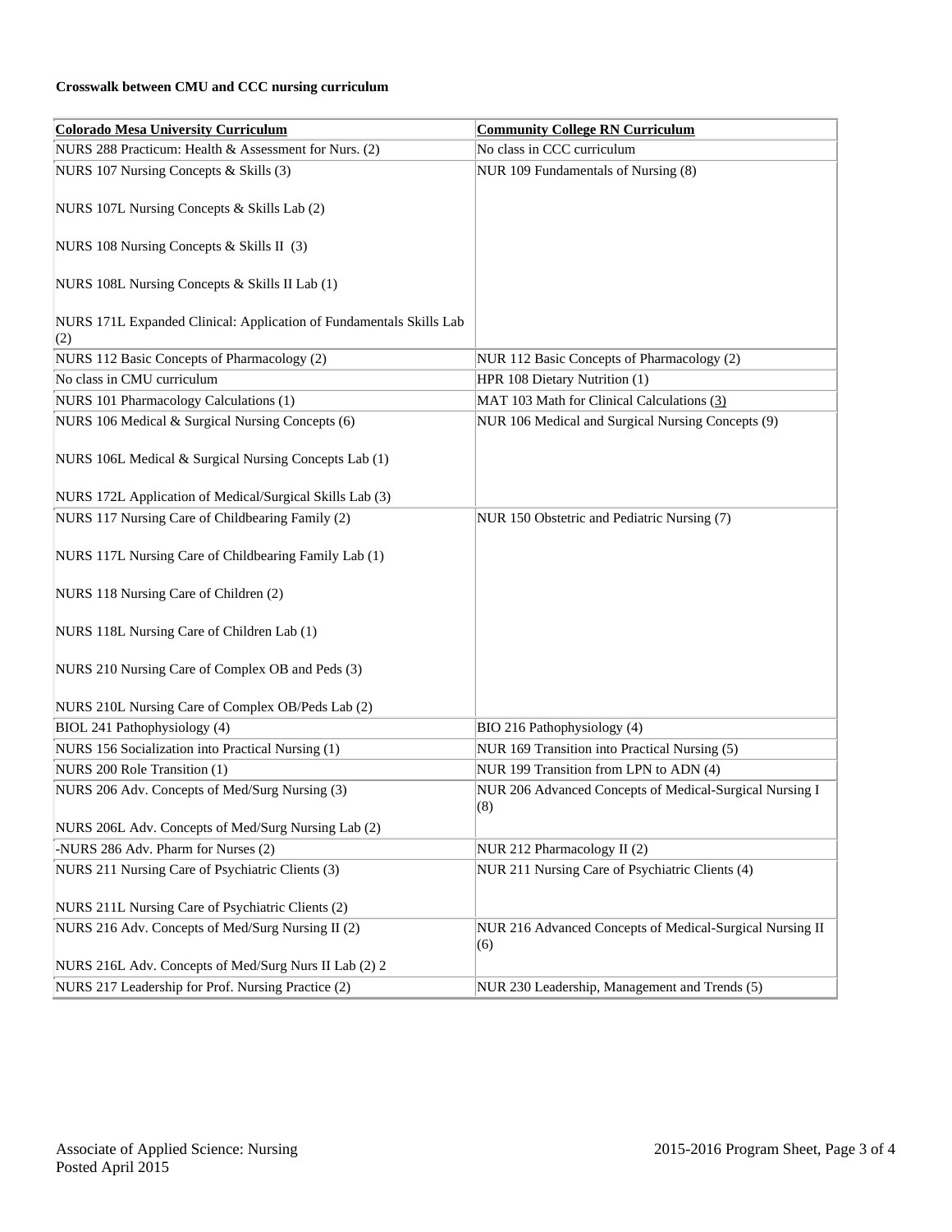**Crosswalk between CMU and CCC nursing curriculum**

| Colorado Mesa University Curriculum | Community College RN Curriculum |
|---|---|
| NURS 288 Practicum: Health & Assessment for Nurs. (2) | No class in CCC curriculum |
| NURS 107 Nursing Concepts & Skills (3)<br><br>NURS 107L Nursing Concepts & Skills Lab (2)<br><br>NURS 108 Nursing Concepts & Skills II (3)<br><br>NURS 108L Nursing Concepts & Skills II Lab (1)<br><br>NURS 171L Expanded Clinical: Application of Fundamentals Skills Lab (2) | NUR 109 Fundamentals of Nursing (8) |
| NURS 112 Basic Concepts of Pharmacology (2) | NUR 112 Basic Concepts of Pharmacology (2) |
| No class in CMU curriculum | HPR 108 Dietary Nutrition (1) |
| NURS 101 Pharmacology Calculations (1) | MAT 103 Math for Clinical Calculations (3) |
| NURS 106 Medical & Surgical Nursing Concepts (6)<br><br>NURS 106L Medical & Surgical Nursing Concepts Lab (1)<br><br>NURS 172L Application of Medical/Surgical Skills Lab (3) | NUR 106 Medical and Surgical Nursing Concepts (9) |
| NURS 117 Nursing Care of Childbearing Family (2)<br><br>NURS 117L Nursing Care of Childbearing Family Lab (1)<br><br>NURS 118 Nursing Care of Children (2)<br><br>NURS 118L Nursing Care of Children Lab (1)<br><br>NURS 210 Nursing Care of Complex OB and Peds (3)<br><br>NURS 210L Nursing Care of Complex OB/Peds Lab (2) | NUR 150 Obstetric and Pediatric Nursing (7) |
| BIOL 241 Pathophysiology (4) | BIO 216 Pathophysiology (4) |
| NURS 156 Socialization into Practical Nursing (1) | NUR 169 Transition into Practical Nursing (5) |
| NURS 200 Role Transition (1) | NUR 199 Transition from LPN to ADN (4) |
| NURS 206 Adv. Concepts of Med/Surg Nursing (3)<br><br>NURS 206L Adv. Concepts of Med/Surg Nursing Lab (2) | NUR 206 Advanced Concepts of Medical-Surgical Nursing I (8) |
| -NURS 286 Adv. Pharm for Nurses (2) | NUR 212 Pharmacology II (2) |
| NURS 211 Nursing Care of Psychiatric Clients (3)<br><br>NURS 211L Nursing Care of Psychiatric Clients (2) | NUR 211 Nursing Care of Psychiatric Clients (4) |
| NURS 216 Adv. Concepts of Med/Surg Nursing II (2)<br><br>NURS 216L Adv. Concepts of Med/Surg Nurs II Lab (2) 2 | NUR 216 Advanced Concepts of Medical-Surgical Nursing II (6) |
| NURS 217 Leadership for Prof. Nursing Practice (2) | NUR 230 Leadership, Management and Trends (5) |

Associate of Applied Science: Nursing
Posted April 2015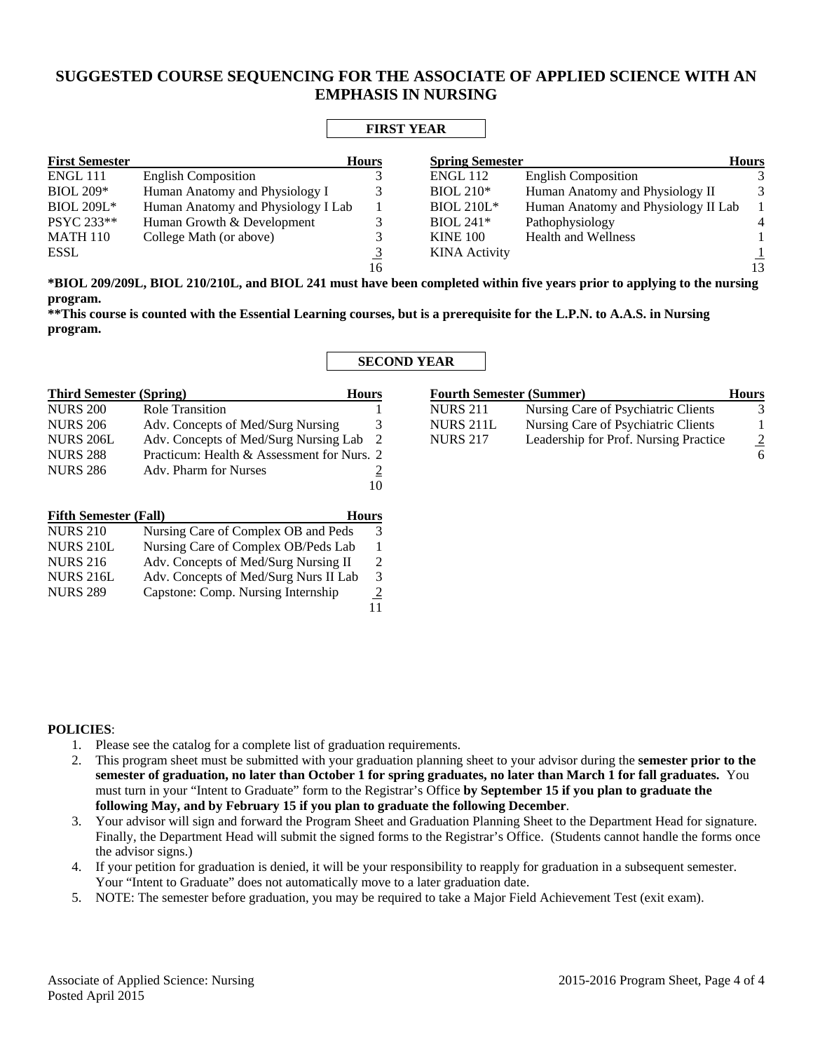# SUGGESTED COURSE SEQUENCING FOR THE ASSOCIATE OF APPLIED SCIENCE WITH AN EMPHASIS IN NURSING

## FIRST YEAR

| First Semester | | Hours |
|---|---|---|
| ENGL 111 | English Composition | 3 |
| BIOL 209* | Human Anatomy and Physiology I | 3 |
| BIOL 209L* | Human Anatomy and Physiology I Lab | 1 |
| PSYC 233** | Human Growth & Development | 3 |
| MATH 110 | College Math (or above) | 3 |
| ESSL | | 3 |
| | | 16 |

| Spring Semester | | Hours |
|---|---|---|
| ENGL 112 | English Composition | 3 |
| BIOL 210* | Human Anatomy and Physiology II | 3 |
| BIOL 210L* | Human Anatomy and Physiology II Lab | 1 |
| BIOL 241* | Pathophysiology | 4 |
| KINE 100 | Health and Wellness | 1 |
| KINA Activity | | 1 |
| | | 13 |

**\*BIOL 209/209L, BIOL 210/210L, and BIOL 241 must have been completed within five years prior to applying to the nursing program.**

**\*\*This course is counted with the Essential Learning courses, but is a prerequisite for the L.P.N. to A.A.S. in Nursing program.**

## SECOND YEAR

| Third Semester (Spring) | | Hours |
|---|---|---|
| NURS 200 | Role Transition | 1 |
| NURS 206 | Adv. Concepts of Med/Surg Nursing | 3 |
| NURS 206L | Adv. Concepts of Med/Surg Nursing Lab | 2 |
| NURS 288 | Practicum: Health & Assessment for Nurs. | 2 |
| NURS 286 | Adv. Pharm for Nurses | 2 |
| | | 10 |

| Fourth Semester (Summer) | | Hours |
|---|---|---|
| NURS 211 | Nursing Care of Psychiatric Clients | 3 |
| NURS 211L | Nursing Care of Psychiatric Clients | 1 |
| NURS 217 | Leadership for Prof. Nursing Practice | 2 |
| | | 6 |

| Fifth Semester (Fall) | | Hours |
|---|---|---|
| NURS 210 | Nursing Care of Complex OB and Peds | 3 |
| NURS 210L | Nursing Care of Complex OB/Peds Lab | 1 |
| NURS 216 | Adv. Concepts of Med/Surg Nursing II | 2 |
| NURS 216L | Adv. Concepts of Med/Surg Nurs II Lab | 3 |
| NURS 289 | Capstone: Comp. Nursing Internship | 2 |
| | | 11 |

**POLICIES**:

1. Please see the catalog for a complete list of graduation requirements.
2. This program sheet must be submitted with your graduation planning sheet to your advisor during the **semester prior to the semester of graduation, no later than October 1 for spring graduates, no later than March 1 for fall graduates.** You must turn in your "Intent to Graduate" form to the Registrar's Office **by September 15 if you plan to graduate the following May, and by February 15 if you plan to graduate the following December**.
3. Your advisor will sign and forward the Program Sheet and Graduation Planning Sheet to the Department Head for signature. Finally, the Department Head will submit the signed forms to the Registrar's Office. (Students cannot handle the forms once the advisor signs.)
4. If your petition for graduation is denied, it will be your responsibility to reapply for graduation in a subsequent semester. Your "Intent to Graduate" does not automatically move to a later graduation date.
5. NOTE: The semester before graduation, you may be required to take a Major Field Achievement Test (exit exam).

Associate of Applied Science: Nursing
Posted April 2015